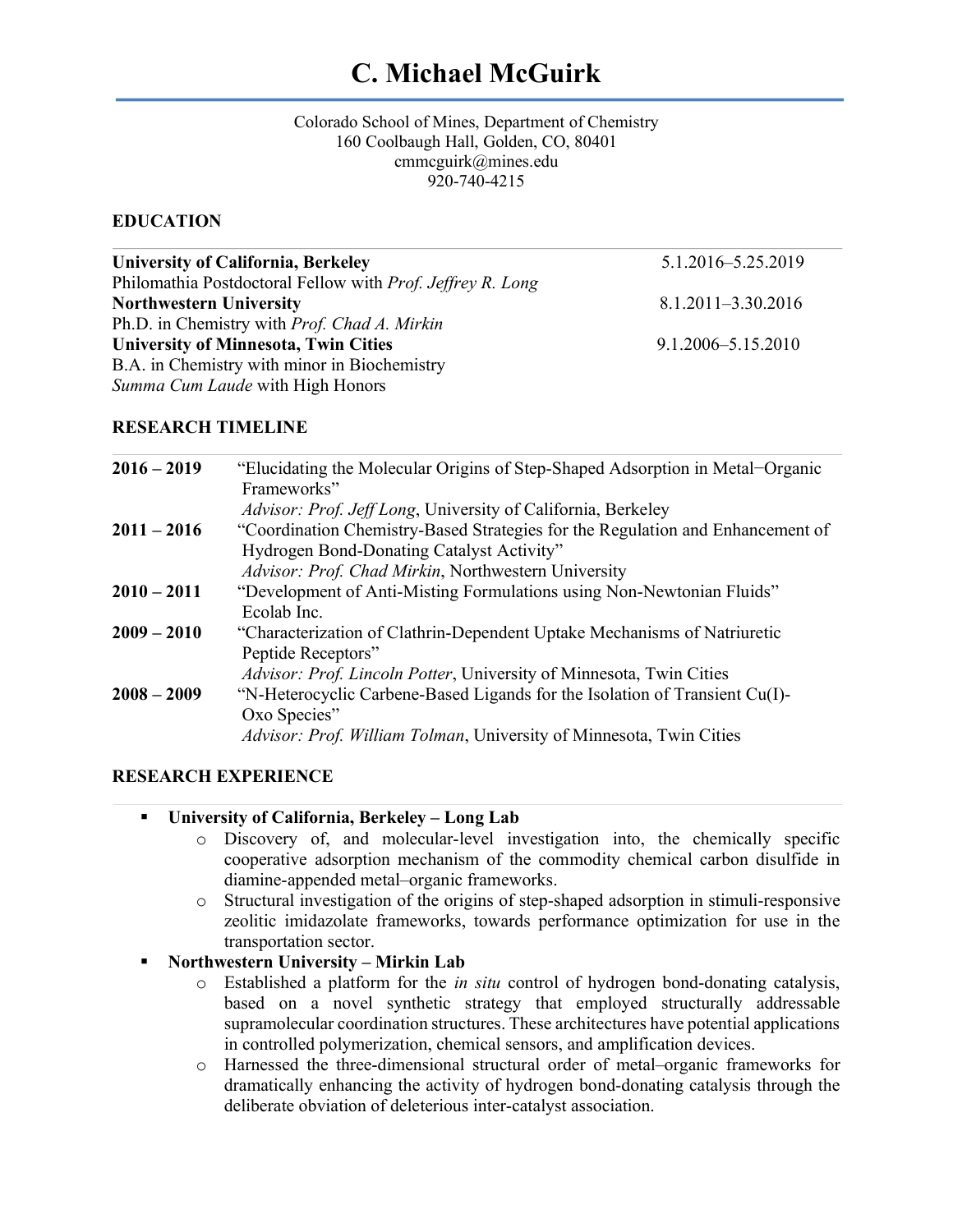# C. Michael McGuirk

Colorado School of Mines, Department of Chemistry
160 Coolbaugh Hall, Golden, CO, 80401
cmmcguirk@mines.edu
920-740-4215

## EDUCATION

**University of California, Berkeley** — 5.1.2016–5.25.2019
Philomathia Postdoctoral Fellow with *Prof. Jeffrey R. Long*

**Northwestern University** — 8.1.2011–3.30.2016
Ph.D. in Chemistry with *Prof. Chad A. Mirkin*

**University of Minnesota, Twin Cities** — 9.1.2006–5.15.2010
B.A. in Chemistry with minor in Biochemistry
*Summa Cum Laude* with High Honors

## RESEARCH TIMELINE

**2016 – 2019** “Elucidating the Molecular Origins of Step-Shaped Adsorption in Metal−Organic Frameworks”
*Advisor: Prof. Jeff Long*, University of California, Berkeley

**2011 – 2016** “Coordination Chemistry-Based Strategies for the Regulation and Enhancement of Hydrogen Bond-Donating Catalyst Activity”
*Advisor: Prof. Chad Mirkin*, Northwestern University

**2010 – 2011** “Development of Anti-Misting Formulations using Non-Newtonian Fluids”
Ecolab Inc.

**2009 – 2010** “Characterization of Clathrin-Dependent Uptake Mechanisms of Natriuretic Peptide Receptors”
*Advisor: Prof. Lincoln Potter*, University of Minnesota, Twin Cities

**2008 – 2009** “N-Heterocyclic Carbene-Based Ligands for the Isolation of Transient Cu(I)-Oxo Species”
*Advisor: Prof. William Tolman*, University of Minnesota, Twin Cities

## RESEARCH EXPERIENCE

- **University of California, Berkeley – Long Lab**
  - Discovery of, and molecular-level investigation into, the chemically specific cooperative adsorption mechanism of the commodity chemical carbon disulfide in diamine-appended metal–organic frameworks.
  - Structural investigation of the origins of step-shaped adsorption in stimuli-responsive zeolitic imidazolate frameworks, towards performance optimization for use in the transportation sector.
- **Northwestern University – Mirkin Lab**
  - Established a platform for the *in situ* control of hydrogen bond-donating catalysis, based on a novel synthetic strategy that employed structurally addressable supramolecular coordination structures. These architectures have potential applications in controlled polymerization, chemical sensors, and amplification devices.
  - Harnessed the three-dimensional structural order of metal–organic frameworks for dramatically enhancing the activity of hydrogen bond-donating catalysis through the deliberate obviation of deleterious inter-catalyst association.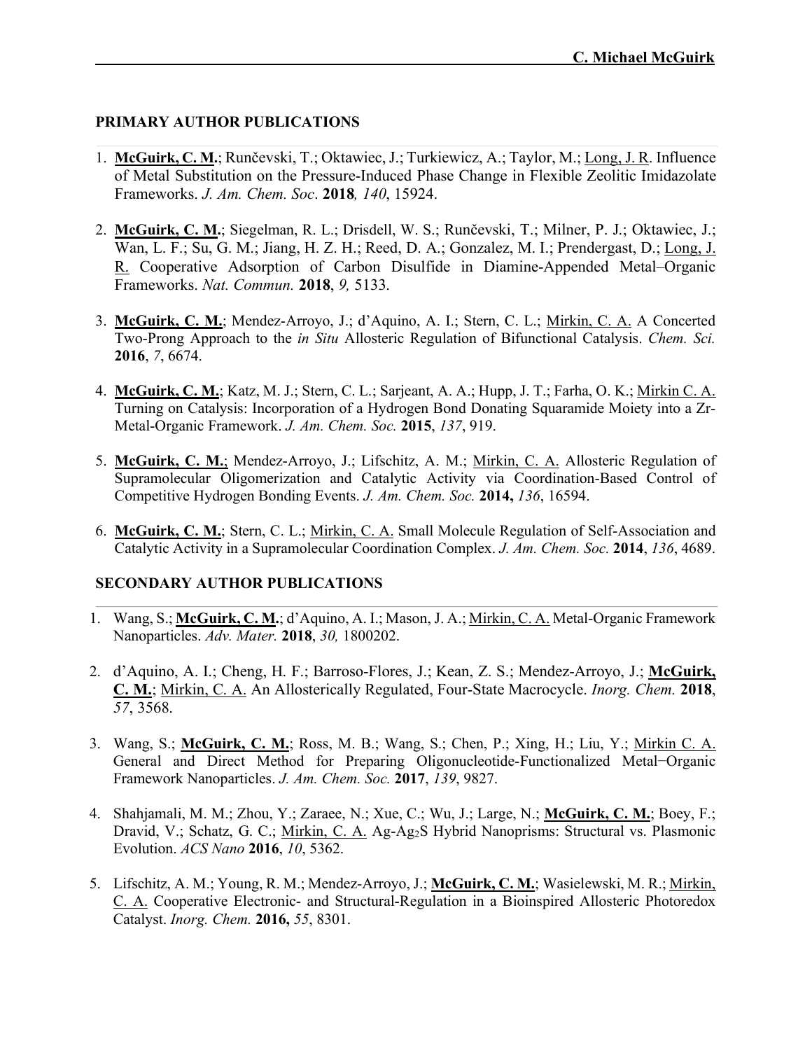## PRIMARY AUTHOR PUBLICATIONS

1. **McGuirk, C. M.**; Runčevski, T.; Oktawiec, J.; Turkiewicz, A.; Taylor, M.; Long, J. R. Influence of Metal Substitution on the Pressure-Induced Phase Change in Flexible Zeolitic Imidazolate Frameworks. *J. Am. Chem. Soc*. **2018***, 140*, 15924.

2. **McGuirk, C. M.**; Siegelman, R. L.; Drisdell, W. S.; Runčevski, T.; Milner, P. J.; Oktawiec, J.; Wan, L. F.; Su, G. M.; Jiang, H. Z. H.; Reed, D. A.; Gonzalez, M. I.; Prendergast, D.; Long, J. R. Cooperative Adsorption of Carbon Disulfide in Diamine-Appended Metal–Organic Frameworks. *Nat. Commun.* **2018**, *9,* 5133.

3. **McGuirk, C. M.**; Mendez-Arroyo, J.; d'Aquino, A. I.; Stern, C. L.; Mirkin, C. A. A Concerted Two-Prong Approach to the *in Situ* Allosteric Regulation of Bifunctional Catalysis. *Chem. Sci.* **2016**, *7*, 6674.

4. **McGuirk, C. M.**; Katz, M. J.; Stern, C. L.; Sarjeant, A. A.; Hupp, J. T.; Farha, O. K.; Mirkin C. A. Turning on Catalysis: Incorporation of a Hydrogen Bond Donating Squaramide Moiety into a Zr-Metal-Organic Framework. *J. Am. Chem. Soc.* **2015**, *137*, 919.

5. **McGuirk, C. M.**; Mendez-Arroyo, J.; Lifschitz, A. M.; Mirkin, C. A. Allosteric Regulation of Supramolecular Oligomerization and Catalytic Activity via Coordination-Based Control of Competitive Hydrogen Bonding Events. *J. Am. Chem. Soc.* **2014,** *136*, 16594.

6. **McGuirk, C. M.**; Stern, C. L.; Mirkin, C. A. Small Molecule Regulation of Self-Association and Catalytic Activity in a Supramolecular Coordination Complex. *J. Am. Chem. Soc.* **2014**, *136*, 4689.

## SECONDARY AUTHOR PUBLICATIONS

1. Wang, S.; **McGuirk, C. M.**; d'Aquino, A. I.; Mason, J. A.; Mirkin, C. A. Metal-Organic Framework Nanoparticles. *Adv. Mater.* **2018**, *30,* 1800202.

2. d'Aquino, A. I.; Cheng, H. F.; Barroso-Flores, J.; Kean, Z. S.; Mendez-Arroyo, J.; **McGuirk, C. M.**; Mirkin, C. A. An Allosterically Regulated, Four-State Macrocycle. *Inorg. Chem.* **2018**, *57*, 3568.

3. Wang, S.; **McGuirk, C. M.**; Ross, M. B.; Wang, S.; Chen, P.; Xing, H.; Liu, Y.; Mirkin C. A. General and Direct Method for Preparing Oligonucleotide-Functionalized Metal−Organic Framework Nanoparticles. *J. Am. Chem. Soc.* **2017**, *139*, 9827.

4. Shahjamali, M. M.; Zhou, Y.; Zaraee, N.; Xue, C.; Wu, J.; Large, N.; **McGuirk, C. M.**; Boey, F.; Dravid, V.; Schatz, G. C.; Mirkin, C. A. Ag-$Ag_2S$ Hybrid Nanoprisms: Structural vs. Plasmonic Evolution. *ACS Nano* **2016**, *10*, 5362.

5. Lifschitz, A. M.; Young, R. M.; Mendez-Arroyo, J.; **McGuirk, C. M.**; Wasielewski, M. R.; Mirkin, C. A. Cooperative Electronic- and Structural-Regulation in a Bioinspired Allosteric Photoredox Catalyst. *Inorg. Chem.* **2016,** *55*, 8301.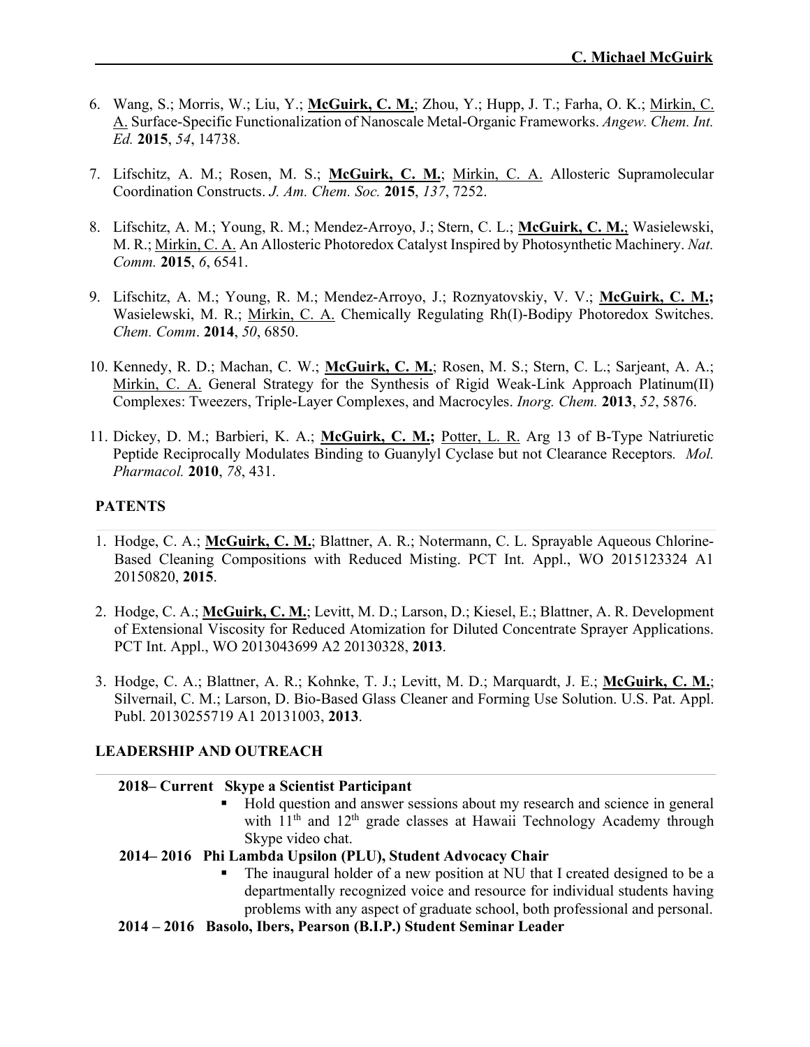6. Wang, S.; Morris, W.; Liu, Y.; **McGuirk, C. M.**; Zhou, Y.; Hupp, J. T.; Farha, O. K.; Mirkin, C. A. Surface-Specific Functionalization of Nanoscale Metal-Organic Frameworks. *Angew. Chem. Int. Ed.* **2015**, *54*, 14738.

7. Lifschitz, A. M.; Rosen, M. S.; **McGuirk, C. M.**; Mirkin, C. A. Allosteric Supramolecular Coordination Constructs. *J. Am. Chem. Soc.* **2015**, *137*, 7252.

8. Lifschitz, A. M.; Young, R. M.; Mendez-Arroyo, J.; Stern, C. L.; **McGuirk, C. M.**; Wasielewski, M. R.; Mirkin, C. A. An Allosteric Photoredox Catalyst Inspired by Photosynthetic Machinery. *Nat. Comm.* **2015**, *6*, 6541.

9. Lifschitz, A. M.; Young, R. M.; Mendez-Arroyo, J.; Roznyatovskiy, V. V.; **McGuirk, C. M.;** Wasielewski, M. R.; Mirkin, C. A. Chemically Regulating Rh(I)-Bodipy Photoredox Switches. *Chem. Comm*. **2014**, *50*, 6850.

10. Kennedy, R. D.; Machan, C. W.; **McGuirk, C. M.**; Rosen, M. S.; Stern, C. L.; Sarjeant, A. A.; Mirkin, C. A. General Strategy for the Synthesis of Rigid Weak-Link Approach Platinum(II) Complexes: Tweezers, Triple-Layer Complexes, and Macrocyles. *Inorg. Chem.* **2013**, *52*, 5876.

11. Dickey, D. M.; Barbieri, K. A.; **McGuirk, C. M.;** Potter, L. R. Arg 13 of B-Type Natriuretic Peptide Reciprocally Modulates Binding to Guanylyl Cyclase but not Clearance Receptors. *Mol. Pharmacol.* **2010**, *78*, 431.

## PATENTS

1. Hodge, C. A.; **McGuirk, C. M.**; Blattner, A. R.; Notermann, C. L. Sprayable Aqueous Chlorine-Based Cleaning Compositions with Reduced Misting. PCT Int. Appl., WO 2015123324 A1 20150820, **2015**.

2. Hodge, C. A.; **McGuirk, C. M.**; Levitt, M. D.; Larson, D.; Kiesel, E.; Blattner, A. R. Development of Extensional Viscosity for Reduced Atomization for Diluted Concentrate Sprayer Applications. PCT Int. Appl., WO 2013043699 A2 20130328, **2013**.

3. Hodge, C. A.; Blattner, A. R.; Kohnke, T. J.; Levitt, M. D.; Marquardt, J. E.; **McGuirk, C. M.**; Silvernail, C. M.; Larson, D. Bio-Based Glass Cleaner and Forming Use Solution. U.S. Pat. Appl. Publ. 20130255719 A1 20131003, **2013**.

## LEADERSHIP AND OUTREACH

**2018– Current Skype a Scientist Participant**

- Hold question and answer sessions about my research and science in general with 11th and 12th grade classes at Hawaii Technology Academy through Skype video chat.

**2014– 2016 Phi Lambda Upsilon (PLU), Student Advocacy Chair**

- The inaugural holder of a new position at NU that I created designed to be a departmentally recognized voice and resource for individual students having problems with any aspect of graduate school, both professional and personal.

**2014 – 2016 Basolo, Ibers, Pearson (B.I.P.) Student Seminar Leader**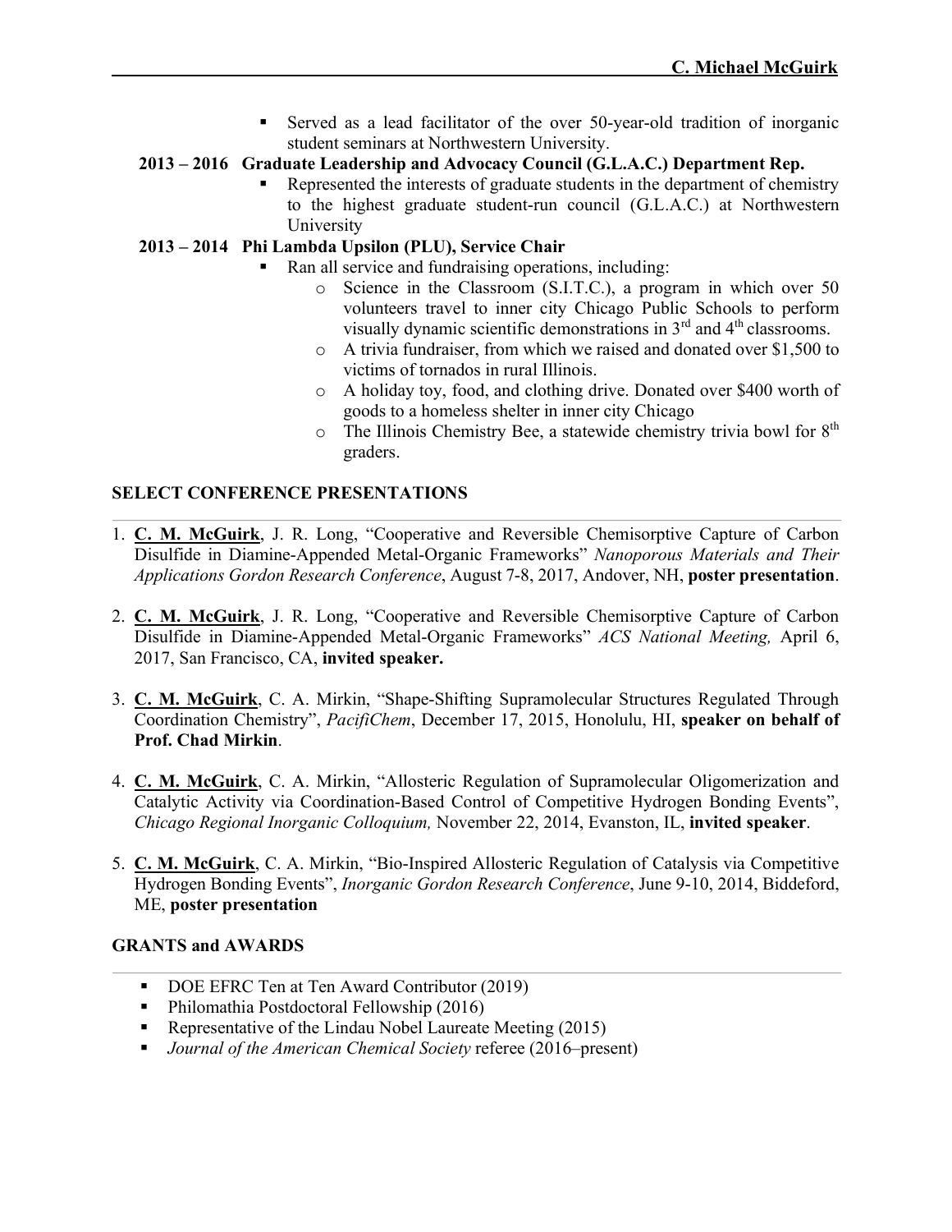- Served as a lead facilitator of the over 50-year-old tradition of inorganic student seminars at Northwestern University.

**2013 – 2016 Graduate Leadership and Advocacy Council (G.L.A.C.) Department Rep.**

- Represented the interests of graduate students in the department of chemistry to the highest graduate student-run council (G.L.A.C.) at Northwestern University

**2013 – 2014 Phi Lambda Upsilon (PLU), Service Chair**

- Ran all service and fundraising operations, including:
  - Science in the Classroom (S.I.T.C.), a program in which over 50 volunteers travel to inner city Chicago Public Schools to perform visually dynamic scientific demonstrations in 3rd and 4th classrooms.
  - A trivia fundraiser, from which we raised and donated over $1,500 to victims of tornados in rural Illinois.
  - A holiday toy, food, and clothing drive. Donated over $400 worth of goods to a homeless shelter in inner city Chicago
  - The Illinois Chemistry Bee, a statewide chemistry trivia bowl for 8th graders.

## SELECT CONFERENCE PRESENTATIONS

1. **C. M. McGuirk**, J. R. Long, "Cooperative and Reversible Chemisorptive Capture of Carbon Disulfide in Diamine-Appended Metal-Organic Frameworks" *Nanoporous Materials and Their Applications Gordon Research Conference*, August 7-8, 2017, Andover, NH, **poster presentation**.

2. **C. M. McGuirk**, J. R. Long, "Cooperative and Reversible Chemisorptive Capture of Carbon Disulfide in Diamine-Appended Metal-Organic Frameworks" *ACS National Meeting,* April 6, 2017, San Francisco, CA, **invited speaker.**

3. **C. M. McGuirk**, C. A. Mirkin, "Shape-Shifting Supramolecular Structures Regulated Through Coordination Chemistry", *PacifiChem*, December 17, 2015, Honolulu, HI, **speaker on behalf of Prof. Chad Mirkin**.

4. **C. M. McGuirk**, C. A. Mirkin, "Allosteric Regulation of Supramolecular Oligomerization and Catalytic Activity via Coordination-Based Control of Competitive Hydrogen Bonding Events", *Chicago Regional Inorganic Colloquium,* November 22, 2014, Evanston, IL, **invited speaker**.

5. **C. M. McGuirk**, C. A. Mirkin, "Bio-Inspired Allosteric Regulation of Catalysis via Competitive Hydrogen Bonding Events", *Inorganic Gordon Research Conference*, June 9-10, 2014, Biddeford, ME, **poster presentation**

## GRANTS and AWARDS

- DOE EFRC Ten at Ten Award Contributor (2019)
- Philomathia Postdoctoral Fellowship (2016)
- Representative of the Lindau Nobel Laureate Meeting (2015)
- *Journal of the American Chemical Society* referee (2016–present)